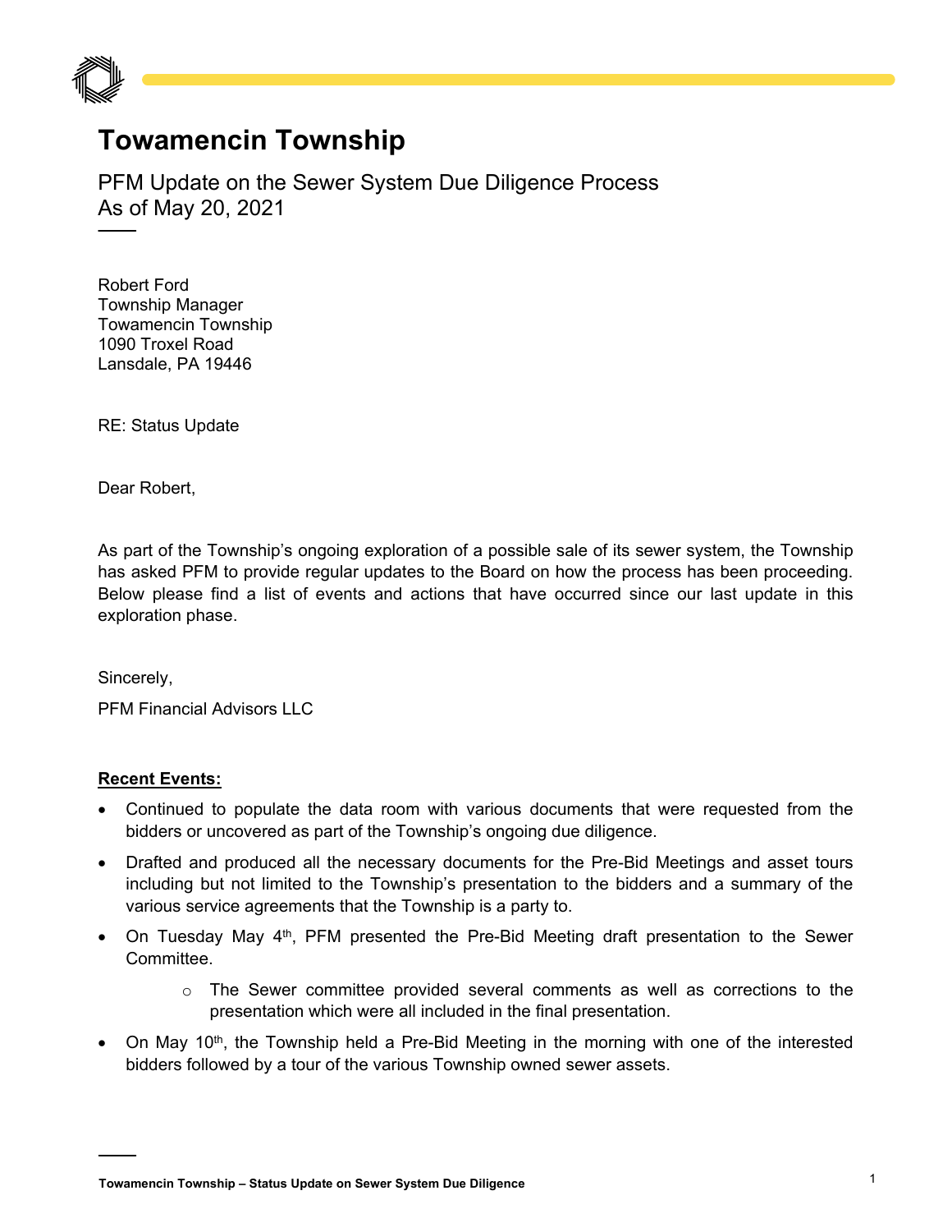# Towamencin Township

PFM Update on the Sewer System Due Diligence Process
As of May 20, 2021

Robert Ford
Township Manager
Towamencin Township
1090 Troxel Road
Lansdale, PA 19446

RE: Status Update

Dear Robert,

As part of the Township's ongoing exploration of a possible sale of its sewer system, the Township has asked PFM to provide regular updates to the Board on how the process has been proceeding. Below please find a list of events and actions that have occurred since our last update in this exploration phase.

Sincerely,

PFM Financial Advisors LLC

**Recent Events:**

- Continued to populate the data room with various documents that were requested from the bidders or uncovered as part of the Township's ongoing due diligence.
- Drafted and produced all the necessary documents for the Pre-Bid Meetings and asset tours including but not limited to the Township's presentation to the bidders and a summary of the various service agreements that the Township is a party to.
- On Tuesday May 4th, PFM presented the Pre-Bid Meeting draft presentation to the Sewer Committee.
  - The Sewer committee provided several comments as well as corrections to the presentation which were all included in the final presentation.
- On May 10th, the Township held a Pre-Bid Meeting in the morning with one of the interested bidders followed by a tour of the various Township owned sewer assets.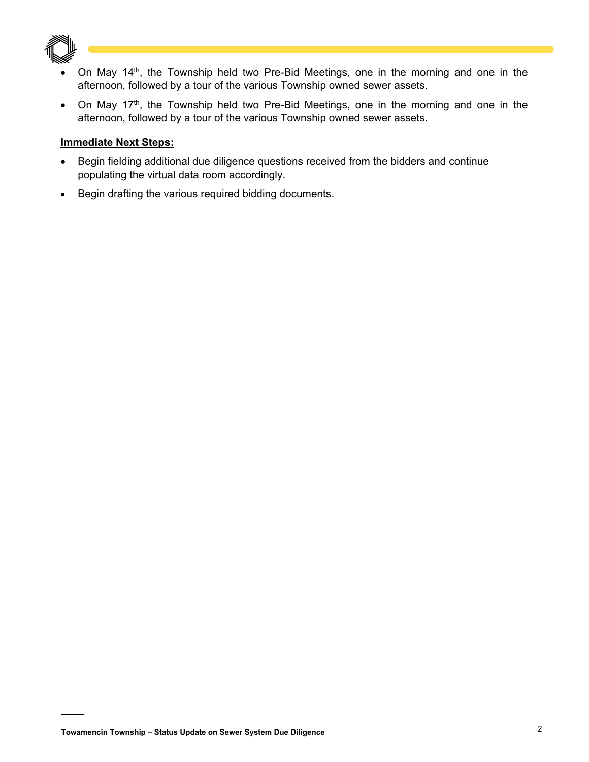- On May 14th, the Township held two Pre-Bid Meetings, one in the morning and one in the afternoon, followed by a tour of the various Township owned sewer assets.
- On May 17th, the Township held two Pre-Bid Meetings, one in the morning and one in the afternoon, followed by a tour of the various Township owned sewer assets.

**Immediate Next Steps:**

- Begin fielding additional due diligence questions received from the bidders and continue populating the virtual data room accordingly.
- Begin drafting the various required bidding documents.